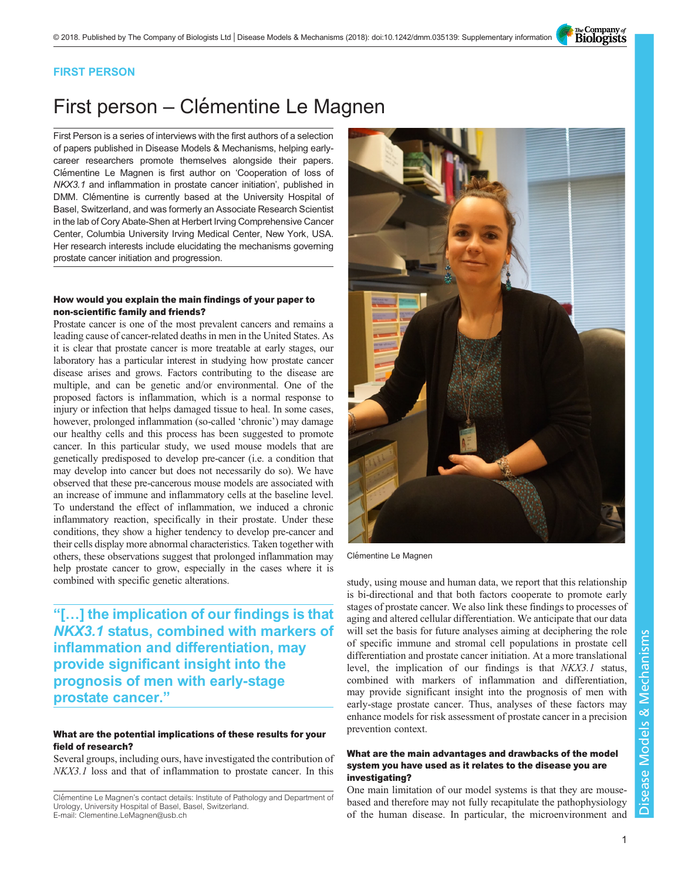FIRST PERSON

# First person – Clémentine Le Magnen

First Person is a series of interviews with the first authors of a selection of papers published in Disease Models & Mechanisms, helping early-career researchers promote themselves alongside their papers. Clémentine Le Magnen is first author on 'Cooperation of loss of *NKX3.1* and inflammation in prostate cancer initiation', published in DMM. Clémentine is currently based at the University Hospital of Basel, Switzerland, and was formerly an Associate Research Scientist in the lab of Cory Abate-Shen at Herbert Irving Comprehensive Cancer Center, Columbia University Irving Medical Center, New York, USA. Her research interests include elucidating the mechanisms governing prostate cancer initiation and progression.

Clémentine Le Magnen

### How would you explain the main findings of your paper to non-scientific family and friends?

Prostate cancer is one of the most prevalent cancers and remains a leading cause of cancer-related deaths in men in the United States. As it is clear that prostate cancer is more treatable at early stages, our laboratory has a particular interest in studying how prostate cancer disease arises and grows. Factors contributing to the disease are multiple, and can be genetic and/or environmental. One of the proposed factors is inflammation, which is a normal response to injury or infection that helps damaged tissue to heal. In some cases, however, prolonged inflammation (so-called 'chronic') may damage our healthy cells and this process has been suggested to promote cancer. In this particular study, we used mouse models that are genetically predisposed to develop pre-cancer (i.e. a condition that may develop into cancer but does not necessarily do so). We have observed that these pre-cancerous mouse models are associated with an increase of immune and inflammatory cells at the baseline level. To understand the effect of inflammation, we induced a chronic inflammatory reaction, specifically in their prostate. Under these conditions, they show a higher tendency to develop pre-cancer and their cells display more abnormal characteristics. Taken together with others, these observations suggest that prolonged inflammation may help prostate cancer to grow, especially in the cases where it is combined with specific genetic alterations.

> "[…] the implication of our findings is that *NKX3.1* status, combined with markers of inflammation and differentiation, may provide significant insight into the prognosis of men with early-stage prostate cancer."

### What are the potential implications of these results for your field of research?

Several groups, including ours, have investigated the contribution of *NKX3.1* loss and that of inflammation to prostate cancer. In this study, using mouse and human data, we report that this relationship is bi-directional and that both factors cooperate to promote early stages of prostate cancer. We also link these findings to processes of aging and altered cellular differentiation. We anticipate that our data will set the basis for future analyses aiming at deciphering the role of specific immune and stromal cell populations in prostate cell differentiation and prostate cancer initiation. At a more translational level, the implication of our findings is that *NKX3.1* status, combined with markers of inflammation and differentiation, may provide significant insight into the prognosis of men with early-stage prostate cancer. Thus, analyses of these factors may enhance models for risk assessment of prostate cancer in a precision prevention context.

### What are the main advantages and drawbacks of the model system you have used as it relates to the disease you are investigating?

One main limitation of our model systems is that they are mouse-based and therefore may not fully recapitulate the pathophysiology of the human disease. In particular, the microenvironment and

Clémentine Le Magnen's contact details: Institute of Pathology and Department of Urology, University Hospital of Basel, Basel, Switzerland.
E-mail: Clementine.LeMagnen@usb.ch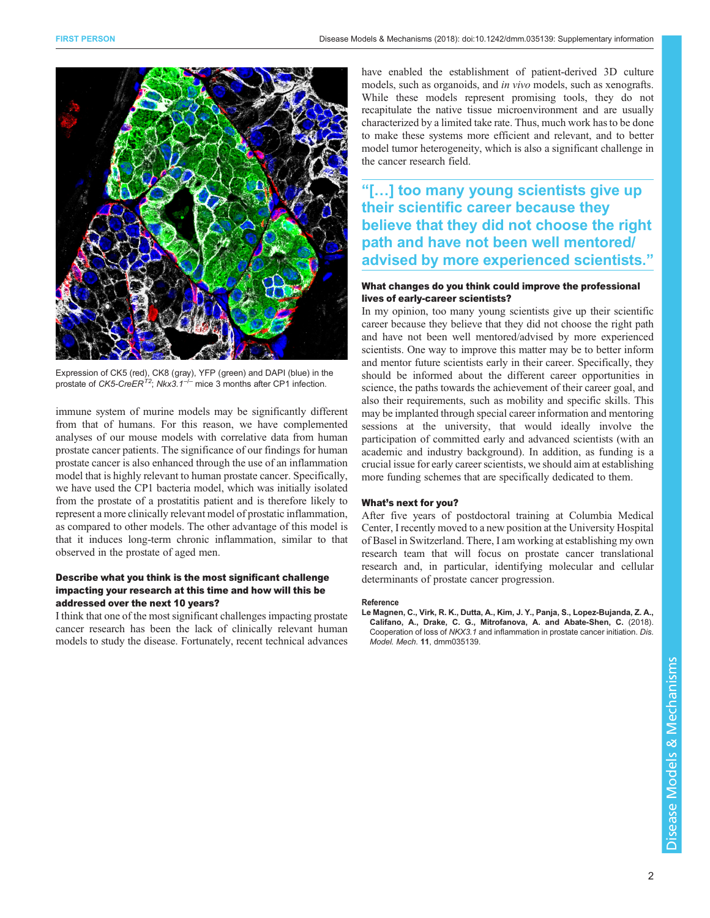Expression of CK5 (red), CK8 (gray), YFP (green) and DAPI (blue) in the prostate of *CK5-CreER$^{T2}$*; *Nkx3.1$^{-/-}$* mice 3 months after CP1 infection.

immune system of murine models may be significantly different from that of humans. For this reason, we have complemented analyses of our mouse models with correlative data from human prostate cancer patients. The significance of our findings for human prostate cancer is also enhanced through the use of an inflammation model that is highly relevant to human prostate cancer. Specifically, we have used the CP1 bacteria model, which was initially isolated from the prostate of a prostatitis patient and is therefore likely to represent a more clinically relevant model of prostatic inflammation, as compared to other models. The other advantage of this model is that it induces long-term chronic inflammation, similar to that observed in the prostate of aged men.

### Describe what you think is the most significant challenge impacting your research at this time and how will this be addressed over the next 10 years?

I think that one of the most significant challenges impacting prostate cancer research has been the lack of clinically relevant human models to study the disease. Fortunately, recent technical advances have enabled the establishment of patient-derived 3D culture models, such as organoids, and *in vivo* models, such as xenografts. While these models represent promising tools, they do not recapitulate the native tissue microenvironment and are usually characterized by a limited take rate. Thus, much work has to be done to make these systems more efficient and relevant, and to better model tumor heterogeneity, which is also a significant challenge in the cancer research field.

> **"[…] too many young scientists give up their scientific career because they believe that they did not choose the right path and have not been well mentored/advised by more experienced scientists."**

### What changes do you think could improve the professional lives of early-career scientists?

In my opinion, too many young scientists give up their scientific career because they believe that they did not choose the right path and have not been well mentored/advised by more experienced scientists. One way to improve this matter may be to better inform and mentor future scientists early in their career. Specifically, they should be informed about the different career opportunities in science, the paths towards the achievement of their career goal, and also their requirements, such as mobility and specific skills. This may be implanted through special career information and mentoring sessions at the university, that would ideally involve the participation of committed early and advanced scientists (with an academic and industry background). In addition, as funding is a crucial issue for early career scientists, we should aim at establishing more funding schemes that are specifically dedicated to them.

### What's next for you?

After five years of postdoctoral training at Columbia Medical Center, I recently moved to a new position at the University Hospital of Basel in Switzerland. There, I am working at establishing my own research team that will focus on prostate cancer translational research and, in particular, identifying molecular and cellular determinants of prostate cancer progression.

#### Reference

**Le Magnen, C., Virk, R. K., Dutta, A., Kim, J. Y., Panja, S., Lopez-Bujanda, Z. A., Califano, A., Drake, C. G., Mitrofanova, A. and Abate-Shen, C.** (2018). Cooperation of loss of *NKX3.1* and inflammation in prostate cancer initiation. *Dis. Model. Mech.* **11**, dmm035139.